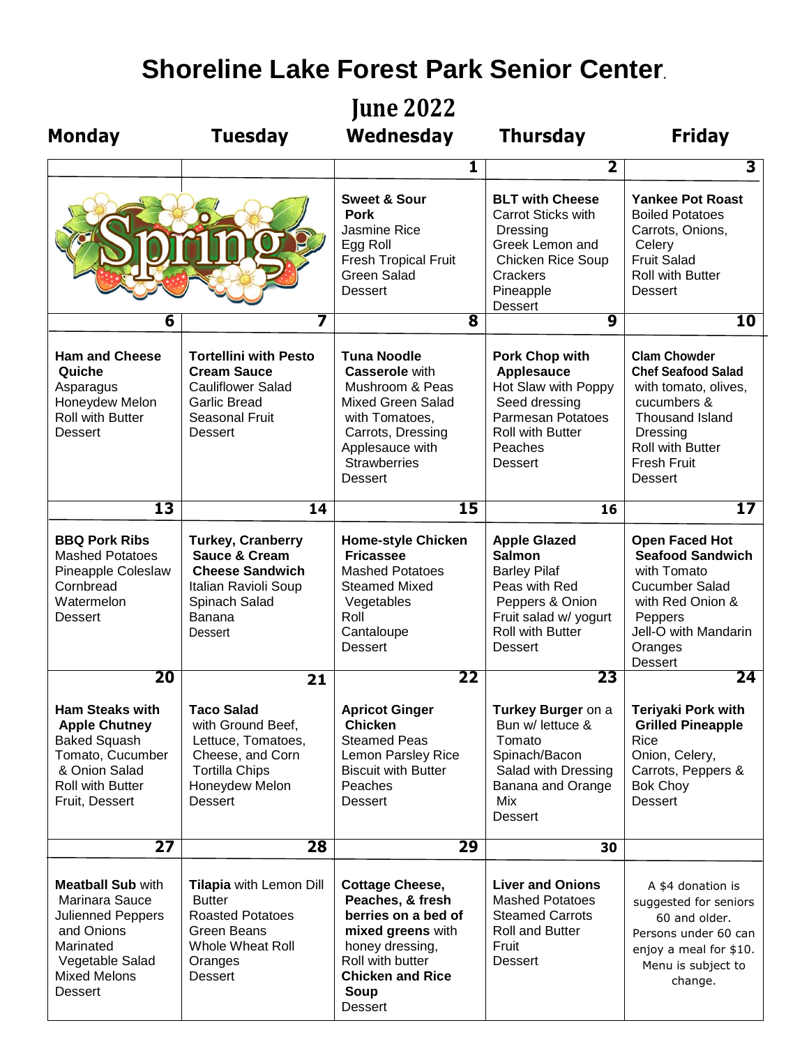# Shoreline Lake Forest Park Senior Center.

## June 2022

| Monday | Tuesday | Wednesday | Thursday | Friday |
|---|---|---|---|---|
| | | 1 | 2 | 3 |
| Spring | | **Sweet & Sour Pork**<br>Jasmine Rice<br>Egg Roll<br>Fresh Tropical Fruit<br>Green Salad<br>Dessert | **BLT with Cheese**<br>Carrot Sticks with Dressing<br>Greek Lemon and Chicken Rice Soup<br>Crackers<br>Pineapple<br>Dessert | **Yankee Pot Roast**<br>Boiled Potatoes<br>Carrots, Onions, Celery<br>Fruit Salad<br>Roll with Butter<br>Dessert |
| 6 | 7 | 8 | 9 | 10 |
| **Ham and Cheese Quiche**<br>Asparagus<br>Honeydew Melon<br>Roll with Butter<br>Dessert | **Tortellini with Pesto Cream Sauce**<br>Cauliflower Salad<br>Garlic Bread<br>Seasonal Fruit<br>Dessert | **Tuna Noodle Casserole** with Mushroom & Peas<br>Mixed Green Salad with Tomatoes, Carrots, Dressing<br>Applesauce with Strawberries<br>Dessert | **Pork Chop with Applesauce**<br>Hot Slaw with Poppy Seed dressing<br>Parmesan Potatoes<br>Roll with Butter<br>Peaches<br>Dessert | **Clam Chowder**<br>**Chef Seafood Salad** with tomato, olives, cucumbers & Thousand Island Dressing<br>Roll with Butter<br>Fresh Fruit<br>Dessert |
| 13 | 14 | 15 | 16 | 17 |
| **BBQ Pork Ribs**<br>Mashed Potatoes<br>Pineapple Coleslaw<br>Cornbread<br>Watermelon<br>Dessert | **Turkey, Cranberry Sauce & Cream Cheese Sandwich**<br>Italian Ravioli Soup<br>Spinach Salad<br>Banana<br>Dessert | **Home-style Chicken Fricassee**<br>Mashed Potatoes<br>Steamed Mixed Vegetables<br>Roll<br>Cantaloupe<br>Dessert | **Apple Glazed Salmon**<br>Barley Pilaf<br>Peas with Red Peppers & Onion<br>Fruit salad w/ yogurt<br>Roll with Butter<br>Dessert | **Open Faced Hot Seafood Sandwich** with Tomato<br>Cucumber Salad with Red Onion & Peppers<br>Jell-O with Mandarin Oranges<br>Dessert |
| 20 | 21 | 22 | 23 | 24 |
| **Ham Steaks with Apple Chutney**<br>Baked Squash<br>Tomato, Cucumber & Onion Salad<br>Roll with Butter<br>Fruit, Dessert | **Taco Salad** with Ground Beef, Lettuce, Tomatoes, Cheese, and Corn Tortilla Chips<br>Honeydew Melon<br>Dessert | **Apricot Ginger Chicken**<br>Steamed Peas<br>Lemon Parsley Rice<br>Biscuit with Butter<br>Peaches<br>Dessert | **Turkey Burger** on a Bun w/ lettuce & Tomato<br>Spinach/Bacon Salad with Dressing<br>Banana and Orange Mix<br>Dessert | **Teriyaki Pork with Grilled Pineapple**<br>Rice<br>Onion, Celery, Carrots, Peppers & Bok Choy<br>Dessert |
| 27 | 28 | 29 | 30 | |
| **Meatball Sub** with Marinara Sauce<br>Julienned Peppers and Onions<br>Marinated Vegetable Salad<br>Mixed Melons<br>Dessert | **Tilapia** with Lemon Dill Butter<br>Roasted Potatoes<br>Green Beans<br>Whole Wheat Roll<br>Oranges<br>Dessert | **Cottage Cheese, Peaches, & fresh berries on a bed of mixed greens** with honey dressing,<br>Roll with butter<br>**Chicken and Rice Soup**<br>Dessert | **Liver and Onions**<br>Mashed Potatoes<br>Steamed Carrots<br>Roll and Butter<br>Fruit<br>Dessert | A $4 donation is suggested for seniors 60 and older. Persons under 60 can enjoy a meal for $10. Menu is subject to change. |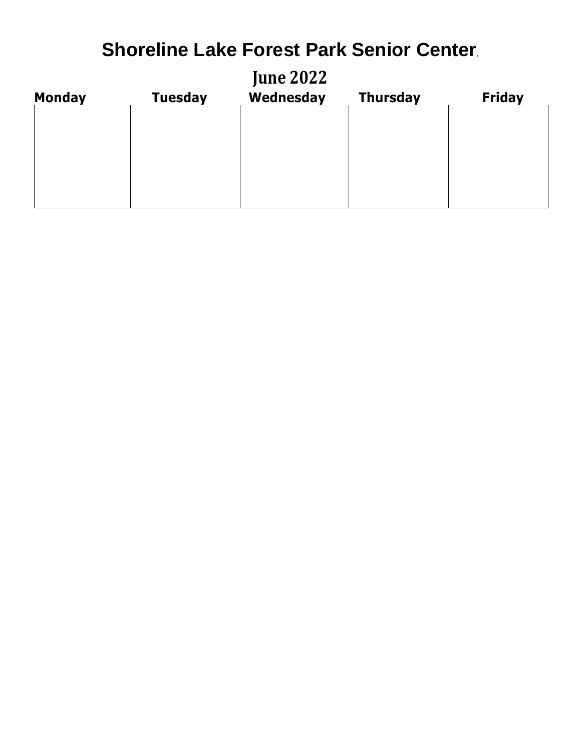# Shoreline Lake Forest Park Senior Center.

## June 2022

| Monday | Tuesday | Wednesday | Thursday | Friday |
|---|---|---|---|---|
| | | | | |